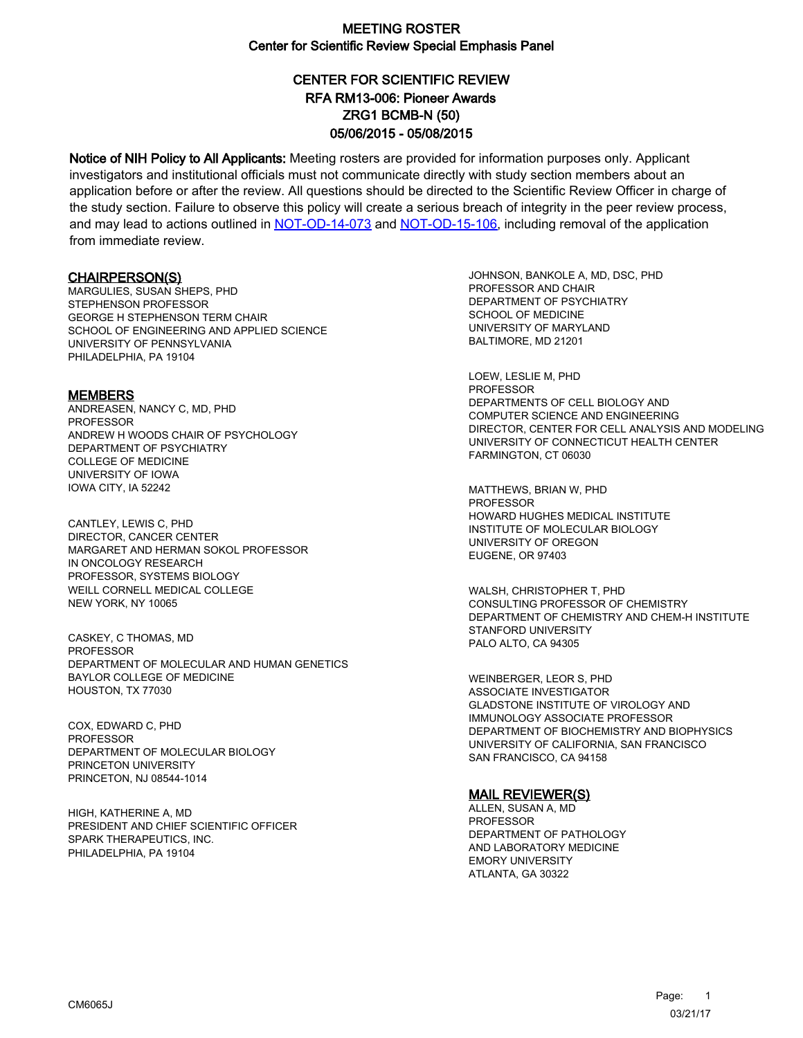# MEETING ROSTER
## Center for Scientific Review Special Emphasis Panel

## CENTER FOR SCIENTIFIC REVIEW
## RFA RM13-006: Pioneer Awards
## ZRG1 BCMB-N (50)
## 05/06/2015 - 05/08/2015

**Notice of NIH Policy to All Applicants:** Meeting rosters are provided for information purposes only. Applicant investigators and institutional officials must not communicate directly with study section members about an application before or after the review. All questions should be directed to the Scientific Review Officer in charge of the study section. Failure to observe this policy will create a serious breach of integrity in the peer review process, and may lead to actions outlined in NOT-OD-14-073 and NOT-OD-15-106, including removal of the application from immediate review.

### CHAIRPERSON(S)

MARGULIES, SUSAN SHEPS, PHD
STEPHENSON PROFESSOR
GEORGE H STEPHENSON TERM CHAIR
SCHOOL OF ENGINEERING AND APPLIED SCIENCE
UNIVERSITY OF PENNSYLVANIA
PHILADELPHIA, PA 19104

### MEMBERS

ANDREASEN, NANCY C, MD, PHD
PROFESSOR
ANDREW H WOODS CHAIR OF PSYCHOLOGY
DEPARTMENT OF PSYCHIATRY
COLLEGE OF MEDICINE
UNIVERSITY OF IOWA
IOWA CITY, IA 52242

CANTLEY, LEWIS C, PHD
DIRECTOR, CANCER CENTER
MARGARET AND HERMAN SOKOL PROFESSOR
IN ONCOLOGY RESEARCH
PROFESSOR, SYSTEMS BIOLOGY
WEILL CORNELL MEDICAL COLLEGE
NEW YORK, NY 10065

CASKEY, C THOMAS, MD
PROFESSOR
DEPARTMENT OF MOLECULAR AND HUMAN GENETICS
BAYLOR COLLEGE OF MEDICINE
HOUSTON, TX 77030

COX, EDWARD C, PHD
PROFESSOR
DEPARTMENT OF MOLECULAR BIOLOGY
PRINCETON UNIVERSITY
PRINCETON, NJ 08544-1014

HIGH, KATHERINE A, MD
PRESIDENT AND CHIEF SCIENTIFIC OFFICER
SPARK THERAPEUTICS, INC.
PHILADELPHIA, PA 19104

JOHNSON, BANKOLE A, MD, DSC, PHD
PROFESSOR AND CHAIR
DEPARTMENT OF PSYCHIATRY
SCHOOL OF MEDICINE
UNIVERSITY OF MARYLAND
BALTIMORE, MD 21201

LOEW, LESLIE M, PHD
PROFESSOR
DEPARTMENTS OF CELL BIOLOGY AND
COMPUTER SCIENCE AND ENGINEERING
DIRECTOR, CENTER FOR CELL ANALYSIS AND MODELING
UNIVERSITY OF CONNECTICUT HEALTH CENTER
FARMINGTON, CT 06030

MATTHEWS, BRIAN W, PHD
PROFESSOR
HOWARD HUGHES MEDICAL INSTITUTE
INSTITUTE OF MOLECULAR BIOLOGY
UNIVERSITY OF OREGON
EUGENE, OR 97403

WALSH, CHRISTOPHER T, PHD
CONSULTING PROFESSOR OF CHEMISTRY
DEPARTMENT OF CHEMISTRY AND CHEM-H INSTITUTE
STANFORD UNIVERSITY
PALO ALTO, CA 94305

WEINBERGER, LEOR S, PHD
ASSOCIATE INVESTIGATOR
GLADSTONE INSTITUTE OF VIROLOGY AND
IMMUNOLOGY ASSOCIATE PROFESSOR
DEPARTMENT OF BIOCHEMISTRY AND BIOPHYSICS
UNIVERSITY OF CALIFORNIA, SAN FRANCISCO
SAN FRANCISCO, CA 94158

### MAIL REVIEWER(S)

ALLEN, SUSAN A, MD
PROFESSOR
DEPARTMENT OF PATHOLOGY
AND LABORATORY MEDICINE
EMORY UNIVERSITY
ATLANTA, GA 30322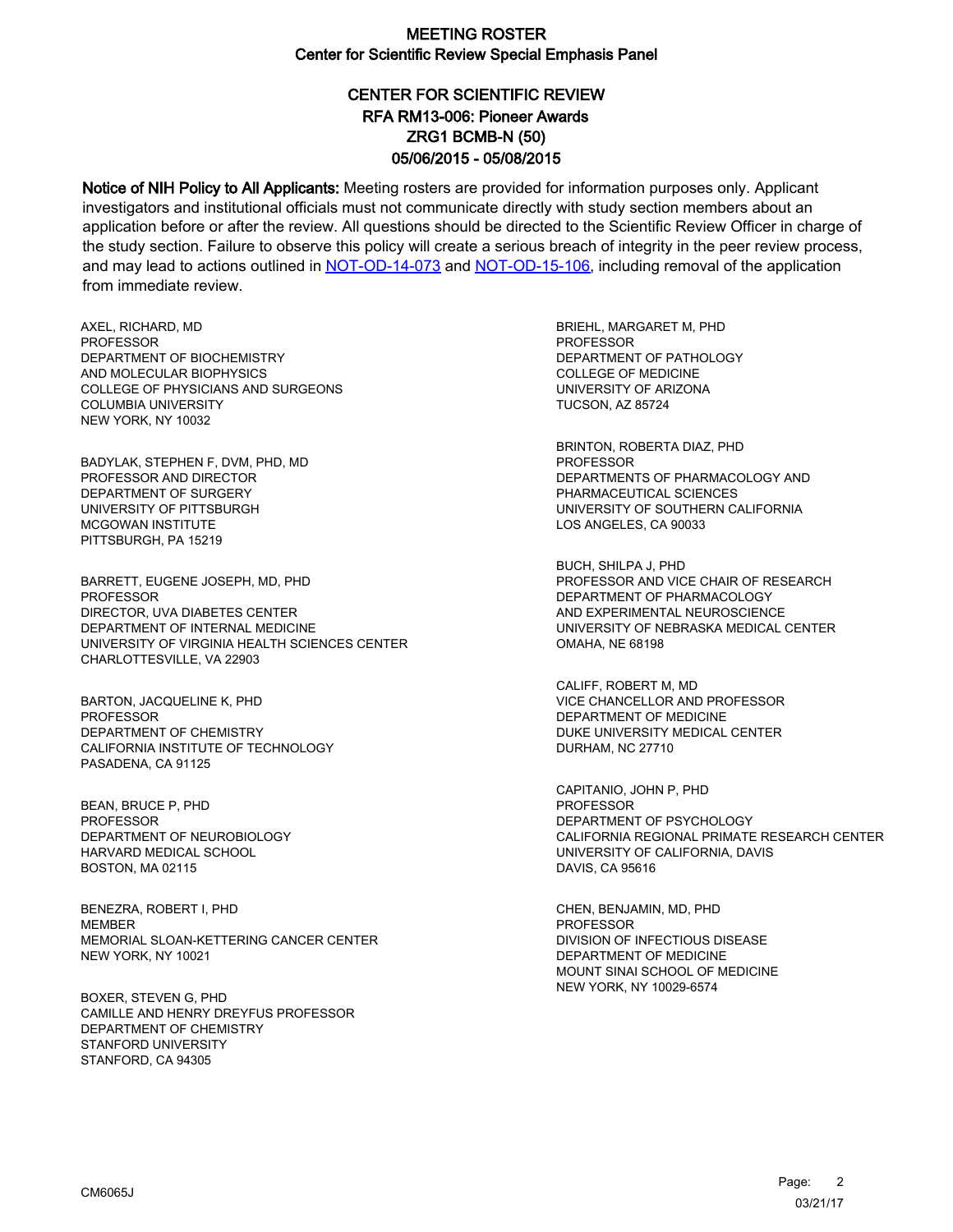# MEETING ROSTER

## Center for Scientific Review Special Emphasis Panel

### CENTER FOR SCIENTIFIC REVIEW
### RFA RM13-006: Pioneer Awards
### ZRG1 BCMB-N (50)
### 05/06/2015 - 05/08/2015

**Notice of NIH Policy to All Applicants:** Meeting rosters are provided for information purposes only. Applicant investigators and institutional officials must not communicate directly with study section members about an application before or after the review. All questions should be directed to the Scientific Review Officer in charge of the study section. Failure to observe this policy will create a serious breach of integrity in the peer review process, and may lead to actions outlined in NOT-OD-14-073 and NOT-OD-15-106, including removal of the application from immediate review.

AXEL, RICHARD, MD
PROFESSOR
DEPARTMENT OF BIOCHEMISTRY
AND MOLECULAR BIOPHYSICS
COLLEGE OF PHYSICIANS AND SURGEONS
COLUMBIA UNIVERSITY
NEW YORK, NY 10032

BADYLAK, STEPHEN F, DVM, PHD, MD
PROFESSOR AND DIRECTOR
DEPARTMENT OF SURGERY
UNIVERSITY OF PITTSBURGH
MCGOWAN INSTITUTE
PITTSBURGH, PA 15219

BARRETT, EUGENE JOSEPH, MD, PHD
PROFESSOR
DIRECTOR, UVA DIABETES CENTER
DEPARTMENT OF INTERNAL MEDICINE
UNIVERSITY OF VIRGINIA HEALTH SCIENCES CENTER
CHARLOTTESVILLE, VA 22903

BARTON, JACQUELINE K, PHD
PROFESSOR
DEPARTMENT OF CHEMISTRY
CALIFORNIA INSTITUTE OF TECHNOLOGY
PASADENA, CA 91125

BEAN, BRUCE P, PHD
PROFESSOR
DEPARTMENT OF NEUROBIOLOGY
HARVARD MEDICAL SCHOOL
BOSTON, MA 02115

BENEZRA, ROBERT I, PHD
MEMBER
MEMORIAL SLOAN-KETTERING CANCER CENTER
NEW YORK, NY 10021

BOXER, STEVEN G, PHD
CAMILLE AND HENRY DREYFUS PROFESSOR
DEPARTMENT OF CHEMISTRY
STANFORD UNIVERSITY
STANFORD, CA 94305

BRIEHL, MARGARET M, PHD
PROFESSOR
DEPARTMENT OF PATHOLOGY
COLLEGE OF MEDICINE
UNIVERSITY OF ARIZONA
TUCSON, AZ 85724

BRINTON, ROBERTA DIAZ, PHD
PROFESSOR
DEPARTMENTS OF PHARMACOLOGY AND
PHARMACEUTICAL SCIENCES
UNIVERSITY OF SOUTHERN CALIFORNIA
LOS ANGELES, CA 90033

BUCH, SHILPA J, PHD
PROFESSOR AND VICE CHAIR OF RESEARCH
DEPARTMENT OF PHARMACOLOGY
AND EXPERIMENTAL NEUROSCIENCE
UNIVERSITY OF NEBRASKA MEDICAL CENTER
OMAHA, NE 68198

CALIFF, ROBERT M, MD
VICE CHANCELLOR AND PROFESSOR
DEPARTMENT OF MEDICINE
DUKE UNIVERSITY MEDICAL CENTER
DURHAM, NC 27710

CAPITANIO, JOHN P, PHD
PROFESSOR
DEPARTMENT OF PSYCHOLOGY
CALIFORNIA REGIONAL PRIMATE RESEARCH CENTER
UNIVERSITY OF CALIFORNIA, DAVIS
DAVIS, CA 95616

CHEN, BENJAMIN, MD, PHD
PROFESSOR
DIVISION OF INFECTIOUS DISEASE
DEPARTMENT OF MEDICINE
MOUNT SINAI SCHOOL OF MEDICINE
NEW YORK, NY 10029-6574

CM6065J

03/21/17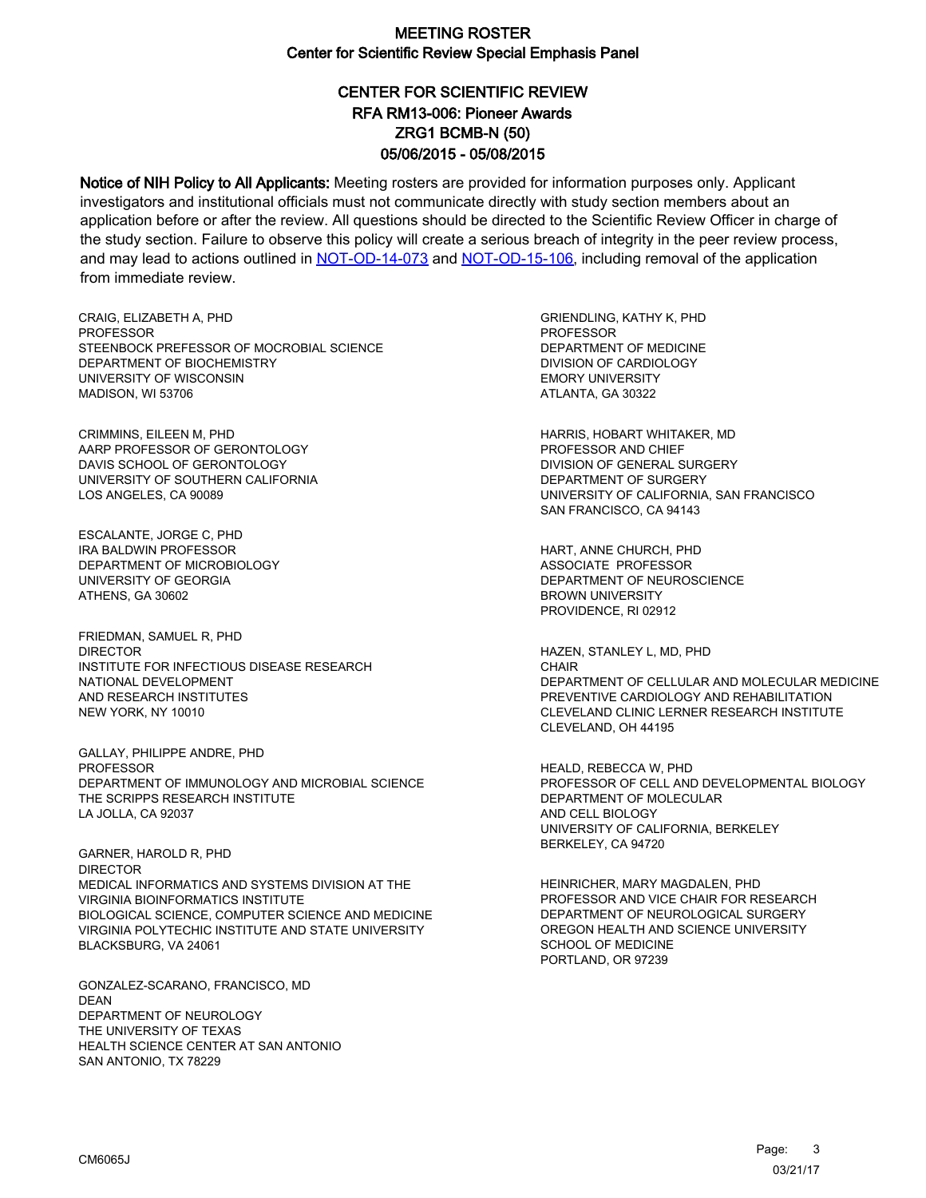# MEETING ROSTER
## Center for Scientific Review Special Emphasis Panel

### CENTER FOR SCIENTIFIC REVIEW
### RFA RM13-006: Pioneer Awards
### ZRG1 BCMB-N (50)
### 05/06/2015 - 05/08/2015

**Notice of NIH Policy to All Applicants:** Meeting rosters are provided for information purposes only. Applicant investigators and institutional officials must not communicate directly with study section members about an application before or after the review. All questions should be directed to the Scientific Review Officer in charge of the study section. Failure to observe this policy will create a serious breach of integrity in the peer review process, and may lead to actions outlined in [NOT-OD-14-073](NOT-OD-14-073) and [NOT-OD-15-106](NOT-OD-15-106), including removal of the application from immediate review.

CRAIG, ELIZABETH A, PHD
PROFESSOR
STEENBOCK PREFESSOR OF MOCROBIAL SCIENCE
DEPARTMENT OF BIOCHEMISTRY
UNIVERSITY OF WISCONSIN
MADISON, WI 53706

CRIMMINS, EILEEN M, PHD
AARP PROFESSOR OF GERONTOLOGY
DAVIS SCHOOL OF GERONTOLOGY
UNIVERSITY OF SOUTHERN CALIFORNIA
LOS ANGELES, CA 90089

ESCALANTE, JORGE C, PHD
IRA BALDWIN PROFESSOR
DEPARTMENT OF MICROBIOLOGY
UNIVERSITY OF GEORGIA
ATHENS, GA 30602

FRIEDMAN, SAMUEL R, PHD
DIRECTOR
INSTITUTE FOR INFECTIOUS DISEASE RESEARCH
NATIONAL DEVELOPMENT
AND RESEARCH INSTITUTES
NEW YORK, NY 10010

GALLAY, PHILIPPE ANDRE, PHD
PROFESSOR
DEPARTMENT OF IMMUNOLOGY AND MICROBIAL SCIENCE
THE SCRIPPS RESEARCH INSTITUTE
LA JOLLA, CA 92037

GARNER, HAROLD R, PHD
DIRECTOR
MEDICAL INFORMATICS AND SYSTEMS DIVISION AT THE
VIRGINIA BIOINFORMATICS INSTITUTE
BIOLOGICAL SCIENCE, COMPUTER SCIENCE AND MEDICINE
VIRGINIA POLYTECHIC INSTITUTE AND STATE UNIVERSITY
BLACKSBURG, VA 24061

GONZALEZ-SCARANO, FRANCISCO, MD
DEAN
DEPARTMENT OF NEUROLOGY
THE UNIVERSITY OF TEXAS
HEALTH SCIENCE CENTER AT SAN ANTONIO
SAN ANTONIO, TX 78229

GRIENDLING, KATHY K, PHD
PROFESSOR
DEPARTMENT OF MEDICINE
DIVISION OF CARDIOLOGY
EMORY UNIVERSITY
ATLANTA, GA 30322

HARRIS, HOBART WHITAKER, MD
PROFESSOR AND CHIEF
DIVISION OF GENERAL SURGERY
DEPARTMENT OF SURGERY
UNIVERSITY OF CALIFORNIA, SAN FRANCISCO
SAN FRANCISCO, CA 94143

HART, ANNE CHURCH, PHD
ASSOCIATE PROFESSOR
DEPARTMENT OF NEUROSCIENCE
BROWN UNIVERSITY
PROVIDENCE, RI 02912

HAZEN, STANLEY L, MD, PHD
CHAIR
DEPARTMENT OF CELLULAR AND MOLECULAR MEDICINE
PREVENTIVE CARDIOLOGY AND REHABILITATION
CLEVELAND CLINIC LERNER RESEARCH INSTITUTE
CLEVELAND, OH 44195

HEALD, REBECCA W, PHD
PROFESSOR OF CELL AND DEVELOPMENTAL BIOLOGY
DEPARTMENT OF MOLECULAR
AND CELL BIOLOGY
UNIVERSITY OF CALIFORNIA, BERKELEY
BERKELEY, CA 94720

HEINRICHER, MARY MAGDALEN, PHD
PROFESSOR AND VICE CHAIR FOR RESEARCH
DEPARTMENT OF NEUROLOGICAL SURGERY
OREGON HEALTH AND SCIENCE UNIVERSITY
SCHOOL OF MEDICINE
PORTLAND, OR 97239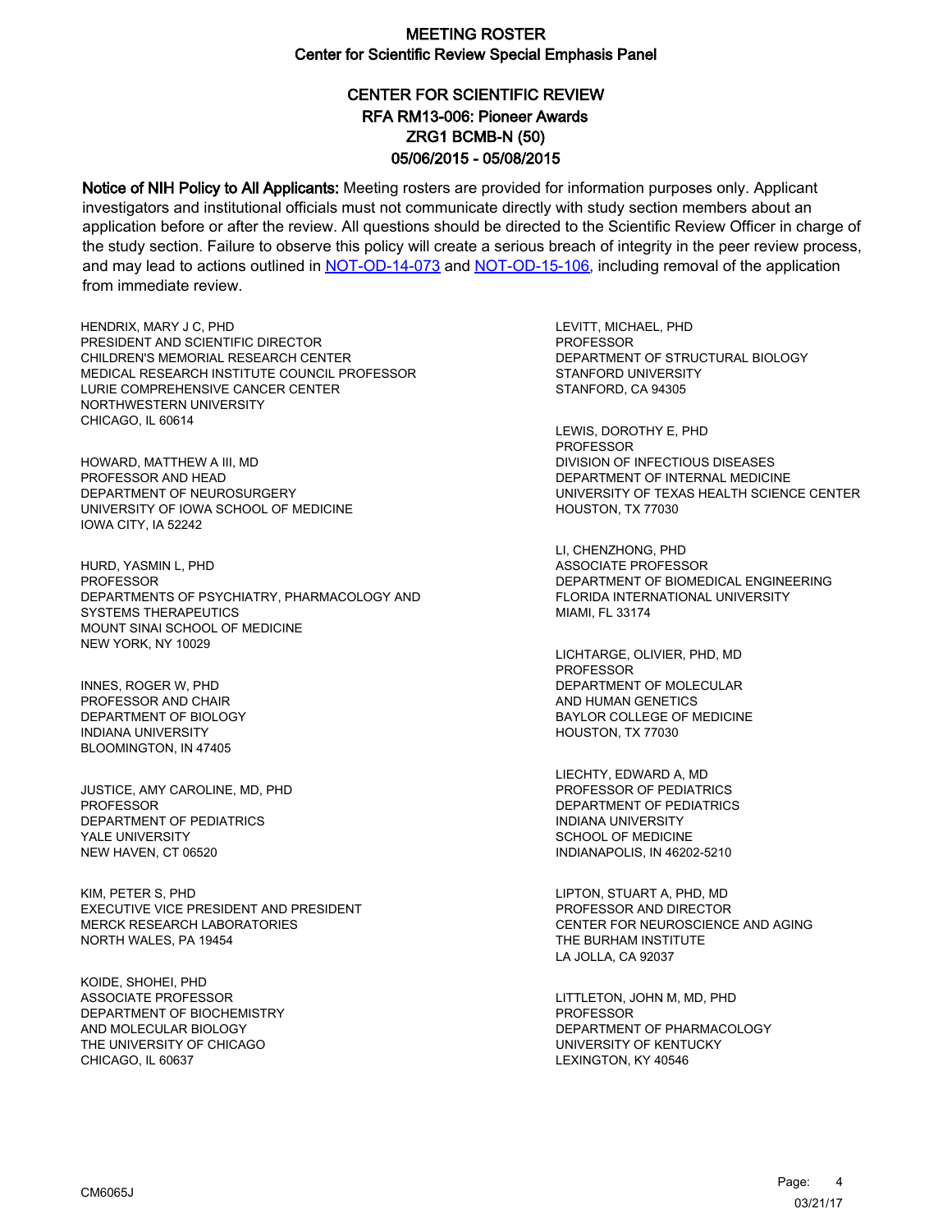# MEETING ROSTER
## Center for Scientific Review Special Emphasis Panel

### CENTER FOR SCIENTIFIC REVIEW
### RFA RM13-006: Pioneer Awards
### ZRG1 BCMB-N (50)
### 05/06/2015 - 05/08/2015

**Notice of NIH Policy to All Applicants:** Meeting rosters are provided for information purposes only. Applicant investigators and institutional officials must not communicate directly with study section members about an application before or after the review. All questions should be directed to the Scientific Review Officer in charge of the study section. Failure to observe this policy will create a serious breach of integrity in the peer review process, and may lead to actions outlined in NOT-OD-14-073 and NOT-OD-15-106, including removal of the application from immediate review.

HENDRIX, MARY J C, PHD
PRESIDENT AND SCIENTIFIC DIRECTOR
CHILDREN'S MEMORIAL RESEARCH CENTER
MEDICAL RESEARCH INSTITUTE COUNCIL PROFESSOR
LURIE COMPREHENSIVE CANCER CENTER
NORTHWESTERN UNIVERSITY
CHICAGO, IL 60614

HOWARD, MATTHEW A III, MD
PROFESSOR AND HEAD
DEPARTMENT OF NEUROSURGERY
UNIVERSITY OF IOWA SCHOOL OF MEDICINE
IOWA CITY, IA 52242

HURD, YASMIN L, PHD
PROFESSOR
DEPARTMENTS OF PSYCHIATRY, PHARMACOLOGY AND SYSTEMS THERAPEUTICS
MOUNT SINAI SCHOOL OF MEDICINE
NEW YORK, NY 10029

INNES, ROGER W, PHD
PROFESSOR AND CHAIR
DEPARTMENT OF BIOLOGY
INDIANA UNIVERSITY
BLOOMINGTON, IN 47405

JUSTICE, AMY CAROLINE, MD, PHD
PROFESSOR
DEPARTMENT OF PEDIATRICS
YALE UNIVERSITY
NEW HAVEN, CT 06520

KIM, PETER S, PHD
EXECUTIVE VICE PRESIDENT AND PRESIDENT
MERCK RESEARCH LABORATORIES
NORTH WALES, PA 19454

KOIDE, SHOHEI, PHD
ASSOCIATE PROFESSOR
DEPARTMENT OF BIOCHEMISTRY AND MOLECULAR BIOLOGY
THE UNIVERSITY OF CHICAGO
CHICAGO, IL 60637

LEVITT, MICHAEL, PHD
PROFESSOR
DEPARTMENT OF STRUCTURAL BIOLOGY
STANFORD UNIVERSITY
STANFORD, CA 94305

LEWIS, DOROTHY E, PHD
PROFESSOR
DIVISION OF INFECTIOUS DISEASES
DEPARTMENT OF INTERNAL MEDICINE
UNIVERSITY OF TEXAS HEALTH SCIENCE CENTER
HOUSTON, TX 77030

LI, CHENZHONG, PHD
ASSOCIATE PROFESSOR
DEPARTMENT OF BIOMEDICAL ENGINEERING
FLORIDA INTERNATIONAL UNIVERSITY
MIAMI, FL 33174

LICHTARGE, OLIVIER, PHD, MD
PROFESSOR
DEPARTMENT OF MOLECULAR AND HUMAN GENETICS
BAYLOR COLLEGE OF MEDICINE
HOUSTON, TX 77030

LIECHTY, EDWARD A, MD
PROFESSOR OF PEDIATRICS
DEPARTMENT OF PEDIATRICS
INDIANA UNIVERSITY
SCHOOL OF MEDICINE
INDIANAPOLIS, IN 46202-5210

LIPTON, STUART A, PHD, MD
PROFESSOR AND DIRECTOR
CENTER FOR NEUROSCIENCE AND AGING
THE BURHAM INSTITUTE
LA JOLLA, CA 92037

LITTLETON, JOHN M, MD, PHD
PROFESSOR
DEPARTMENT OF PHARMACOLOGY
UNIVERSITY OF KENTUCKY
LEXINGTON, KY 40546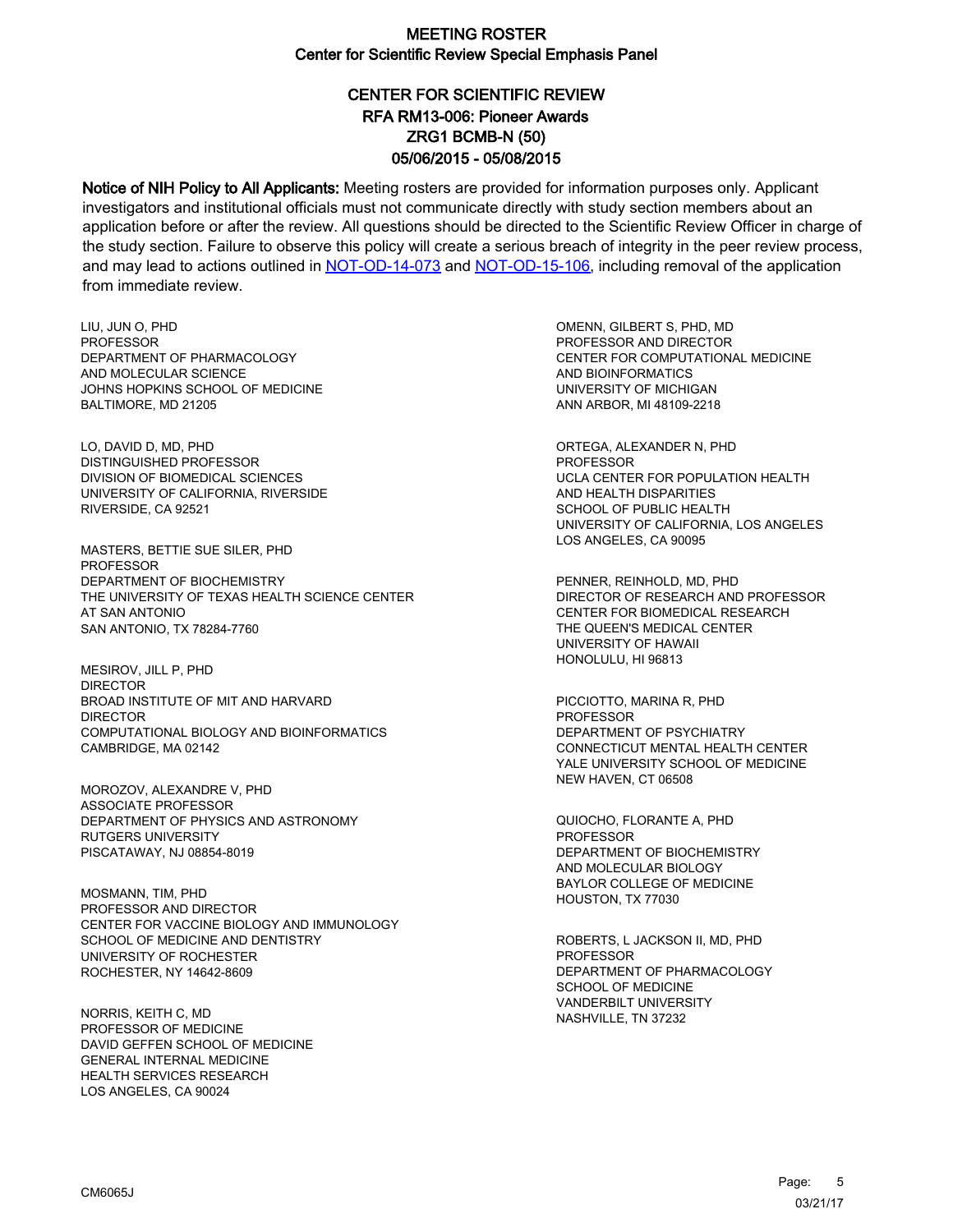# MEETING ROSTER
## Center for Scientific Review Special Emphasis Panel

### CENTER FOR SCIENTIFIC REVIEW
### RFA RM13-006: Pioneer Awards
### ZRG1 BCMB-N (50)
### 05/06/2015 - 05/08/2015

**Notice of NIH Policy to All Applicants:** Meeting rosters are provided for information purposes only. Applicant investigators and institutional officials must not communicate directly with study section members about an application before or after the review. All questions should be directed to the Scientific Review Officer in charge of the study section. Failure to observe this policy will create a serious breach of integrity in the peer review process, and may lead to actions outlined in NOT-OD-14-073 and NOT-OD-15-106, including removal of the application from immediate review.

LIU, JUN O, PHD
PROFESSOR
DEPARTMENT OF PHARMACOLOGY
AND MOLECULAR SCIENCE
JOHNS HOPKINS SCHOOL OF MEDICINE
BALTIMORE, MD 21205

LO, DAVID D, MD, PHD
DISTINGUISHED PROFESSOR
DIVISION OF BIOMEDICAL SCIENCES
UNIVERSITY OF CALIFORNIA, RIVERSIDE
RIVERSIDE, CA 92521

MASTERS, BETTIE SUE SILER, PHD
PROFESSOR
DEPARTMENT OF BIOCHEMISTRY
THE UNIVERSITY OF TEXAS HEALTH SCIENCE CENTER
AT SAN ANTONIO
SAN ANTONIO, TX 78284-7760

MESIROV, JILL P, PHD
DIRECTOR
BROAD INSTITUTE OF MIT AND HARVARD
DIRECTOR
COMPUTATIONAL BIOLOGY AND BIOINFORMATICS
CAMBRIDGE, MA 02142

MOROZOV, ALEXANDRE V, PHD
ASSOCIATE PROFESSOR
DEPARTMENT OF PHYSICS AND ASTRONOMY
RUTGERS UNIVERSITY
PISCATAWAY, NJ 08854-8019

MOSMANN, TIM, PHD
PROFESSOR AND DIRECTOR
CENTER FOR VACCINE BIOLOGY AND IMMUNOLOGY
SCHOOL OF MEDICINE AND DENTISTRY
UNIVERSITY OF ROCHESTER
ROCHESTER, NY 14642-8609

NORRIS, KEITH C, MD
PROFESSOR OF MEDICINE
DAVID GEFFEN SCHOOL OF MEDICINE
GENERAL INTERNAL MEDICINE
HEALTH SERVICES RESEARCH
LOS ANGELES, CA 90024

OMENN, GILBERT S, PHD, MD
PROFESSOR AND DIRECTOR
CENTER FOR COMPUTATIONAL MEDICINE
AND BIOINFORMATICS
UNIVERSITY OF MICHIGAN
ANN ARBOR, MI 48109-2218

ORTEGA, ALEXANDER N, PHD
PROFESSOR
UCLA CENTER FOR POPULATION HEALTH
AND HEALTH DISPARITIES
SCHOOL OF PUBLIC HEALTH
UNIVERSITY OF CALIFORNIA, LOS ANGELES
LOS ANGELES, CA 90095

PENNER, REINHOLD, MD, PHD
DIRECTOR OF RESEARCH AND PROFESSOR
CENTER FOR BIOMEDICAL RESEARCH
THE QUEEN'S MEDICAL CENTER
UNIVERSITY OF HAWAII
HONOLULU, HI 96813

PICCIOTTO, MARINA R, PHD
PROFESSOR
DEPARTMENT OF PSYCHIATRY
CONNECTICUT MENTAL HEALTH CENTER
YALE UNIVERSITY SCHOOL OF MEDICINE
NEW HAVEN, CT 06508

QUIOCHO, FLORANTE A, PHD
PROFESSOR
DEPARTMENT OF BIOCHEMISTRY
AND MOLECULAR BIOLOGY
BAYLOR COLLEGE OF MEDICINE
HOUSTON, TX 77030

ROBERTS, L JACKSON II, MD, PHD
PROFESSOR
DEPARTMENT OF PHARMACOLOGY
SCHOOL OF MEDICINE
VANDERBILT UNIVERSITY
NASHVILLE, TN 37232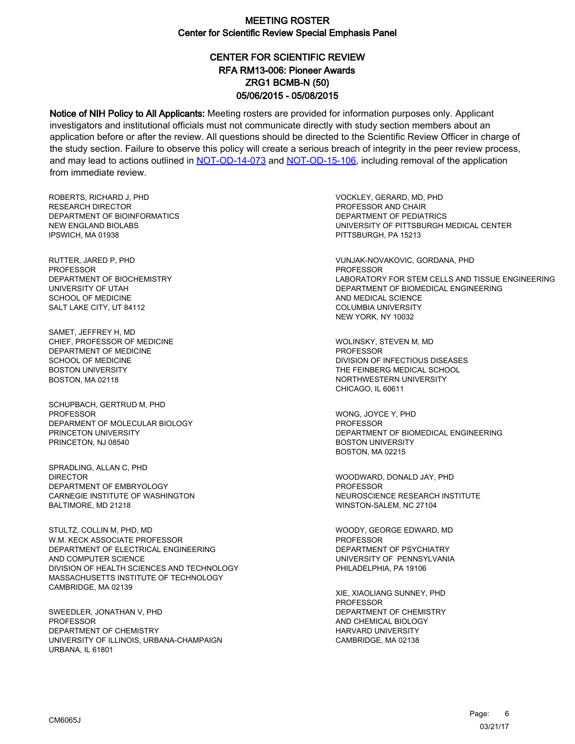# MEETING ROSTER

## Center for Scientific Review Special Emphasis Panel

### CENTER FOR SCIENTIFIC REVIEW
### RFA RM13-006: Pioneer Awards
### ZRG1 BCMB-N (50)
### 05/06/2015 - 05/08/2015

**Notice of NIH Policy to All Applicants:** Meeting rosters are provided for information purposes only. Applicant investigators and institutional officials must not communicate directly with study section members about an application before or after the review. All questions should be directed to the Scientific Review Officer in charge of the study section. Failure to observe this policy will create a serious breach of integrity in the peer review process, and may lead to actions outlined in [NOT-OD-14-073](NOT-OD-14-073) and [NOT-OD-15-106](NOT-OD-15-106), including removal of the application from immediate review.

ROBERTS, RICHARD J, PHD
RESEARCH DIRECTOR
DEPARTMENT OF BIOINFORMATICS
NEW ENGLAND BIOLABS
IPSWICH, MA 01938

RUTTER, JARED P, PHD
PROFESSOR
DEPARTMENT OF BIOCHEMISTRY
UNIVERSITY OF UTAH
SCHOOL OF MEDICINE
SALT LAKE CITY, UT 84112

SAMET, JEFFREY H, MD
CHIEF, PROFESSOR OF MEDICINE
DEPARTMENT OF MEDICINE
SCHOOL OF MEDICINE
BOSTON UNIVERSITY
BOSTON, MA 02118

SCHUPBACH, GERTRUD M, PHD
PROFESSOR
DEPARMENT OF MOLECULAR BIOLOGY
PRINCETON UNIVERSITY
PRINCETON, NJ 08540

SPRADLING, ALLAN C, PHD
DIRECTOR
DEPARTMENT OF EMBRYOLOGY
CARNEGIE INSTITUTE OF WASHINGTON
BALTIMORE, MD 21218

STULTZ, COLLIN M, PHD, MD
W.M. KECK ASSOCIATE PROFESSOR
DEPARTMENT OF ELECTRICAL ENGINEERING
AND COMPUTER SCIENCE
DIVISION OF HEALTH SCIENCES AND TECHNOLOGY
MASSACHUSETTS INSTITUTE OF TECHNOLOGY
CAMBRIDGE, MA 02139

SWEEDLER, JONATHAN V, PHD
PROFESSOR
DEPARTMENT OF CHEMISTRY
UNIVERSITY OF ILLINOIS, URBANA-CHAMPAIGN
URBANA, IL 61801

VOCKLEY, GERARD, MD, PHD
PROFESSOR AND CHAIR
DEPARTMENT OF PEDIATRICS
UNIVERSITY OF PITTSBURGH MEDICAL CENTER
PITTSBURGH, PA 15213

VUNJAK-NOVAKOVIC, GORDANA, PHD
PROFESSOR
LABORATORY FOR STEM CELLS AND TISSUE ENGINEERING
DEPARTMENT OF BIOMEDICAL ENGINEERING
AND MEDICAL SCIENCE
COLUMBIA UNIVERSITY
NEW YORK, NY 10032

WOLINSKY, STEVEN M, MD
PROFESSOR
DIVISION OF INFECTIOUS DISEASES
THE FEINBERG MEDICAL SCHOOL
NORTHWESTERN UNIVERSITY
CHICAGO, IL 60611

WONG, JOYCE Y, PHD
PROFESSOR
DEPARTMENT OF BIOMEDICAL ENGINEERING
BOSTON UNIVERSITY
BOSTON, MA 02215

WOODWARD, DONALD JAY, PHD
PROFESSOR
NEUROSCIENCE RESEARCH INSTITUTE
WINSTON-SALEM, NC 27104

WOODY, GEORGE EDWARD, MD
PROFESSOR
DEPARTMENT OF PSYCHIATRY
UNIVERSITY OF PENNSYLVANIA
PHILADELPHIA, PA 19106

XIE, XIAOLIANG SUNNEY, PHD
PROFESSOR
DEPARTMENT OF CHEMISTRY
AND CHEMICAL BIOLOGY
HARVARD UNIVERSITY
CAMBRIDGE, MA 02138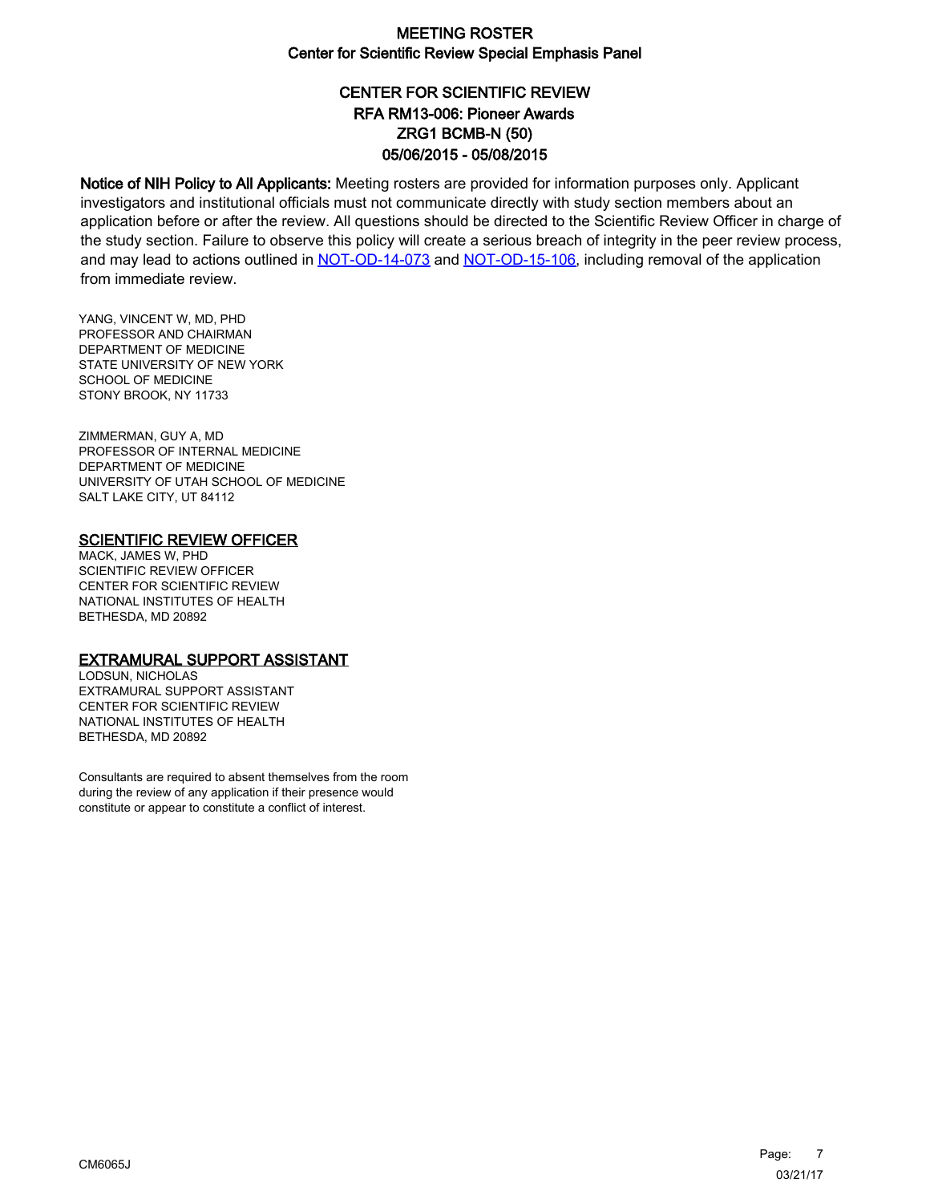# MEETING ROSTER
## Center for Scientific Review Special Emphasis Panel

### CENTER FOR SCIENTIFIC REVIEW
### RFA RM13-006: Pioneer Awards
### ZRG1 BCMB-N (50)
### 05/06/2015 - 05/08/2015

**Notice of NIH Policy to All Applicants:** Meeting rosters are provided for information purposes only. Applicant investigators and institutional officials must not communicate directly with study section members about an application before or after the review. All questions should be directed to the Scientific Review Officer in charge of the study section. Failure to observe this policy will create a serious breach of integrity in the peer review process, and may lead to actions outlined in [NOT-OD-14-073] and [NOT-OD-15-106], including removal of the application from immediate review.

YANG, VINCENT W, MD, PHD
PROFESSOR AND CHAIRMAN
DEPARTMENT OF MEDICINE
STATE UNIVERSITY OF NEW YORK
SCHOOL OF MEDICINE
STONY BROOK, NY 11733

ZIMMERMAN, GUY A, MD
PROFESSOR OF INTERNAL MEDICINE
DEPARTMENT OF MEDICINE
UNIVERSITY OF UTAH SCHOOL OF MEDICINE
SALT LAKE CITY, UT 84112

## SCIENTIFIC REVIEW OFFICER

MACK, JAMES W, PHD
SCIENTIFIC REVIEW OFFICER
CENTER FOR SCIENTIFIC REVIEW
NATIONAL INSTITUTES OF HEALTH
BETHESDA, MD 20892

## EXTRAMURAL SUPPORT ASSISTANT

LODSUN, NICHOLAS
EXTRAMURAL SUPPORT ASSISTANT
CENTER FOR SCIENTIFIC REVIEW
NATIONAL INSTITUTES OF HEALTH
BETHESDA, MD 20892

Consultants are required to absent themselves from the room during the review of any application if their presence would constitute or appear to constitute a conflict of interest.

CM6065J

03/21/17